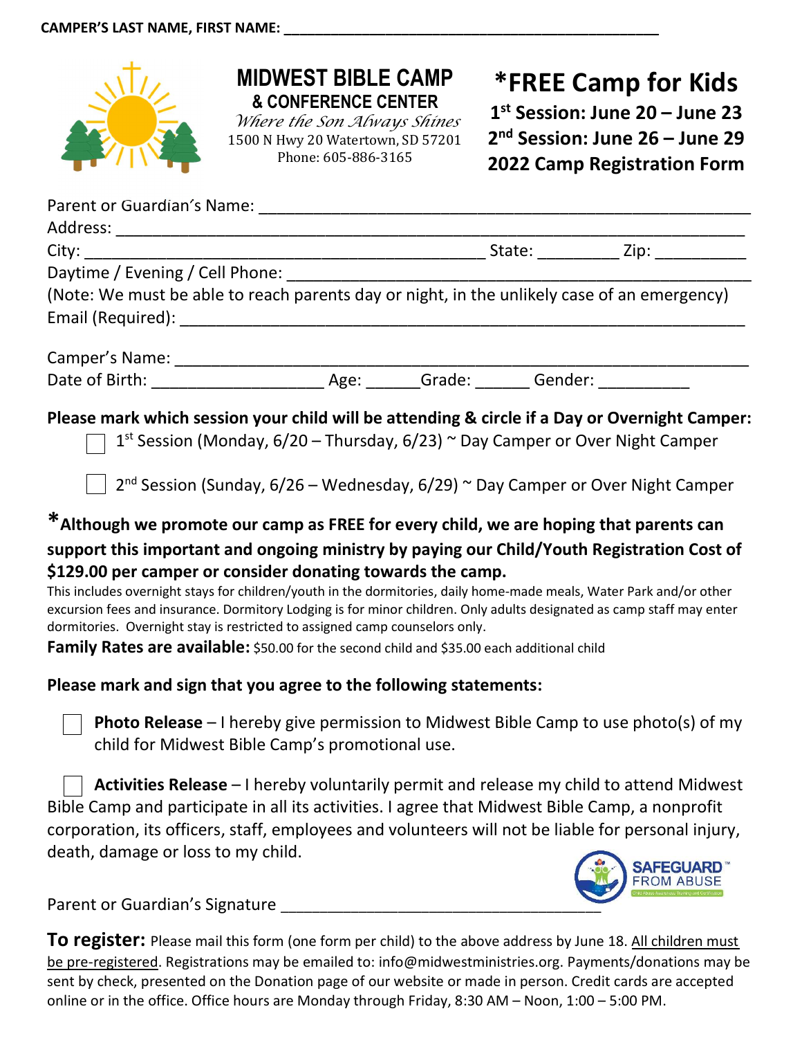**CAMPER'S LAST NAME, FIRST NAME:** ______________________________________________

# MIDWEST BIBLE CAMP

## & CONFERENCE CENTER

*Where the Son Always Shines*

1500 N Hwy 20 Watertown, SD 57201

Phone: 605-886-3165

# *FREE Camp for Kids

**1st Session: June 20 – June 23**

**2nd Session: June 26 – June 29**

**2022 Camp Registration Form**

Parent or Guardian's Name: ______________________________________________

Address: ______________________________________________

City: ______________________________ State: _________ Zip: __________

Daytime / Evening / Cell Phone: ______________________________________________

(Note: We must be able to reach parents day or night, in the unlikely case of an emergency)

Email (Required): ______________________________________________

Camper's Name: ______________________________________________

Date of Birth: ___________________ Age: ______Grade: ______ Gender: __________

**Please mark which session your child will be attending & circle if a Day or Overnight Camper:**

- ☐ 1st Session (Monday, 6/20 – Thursday, 6/23) ~ Day Camper or Over Night Camper
- ☐ 2nd Session (Sunday, 6/26 – Wednesday, 6/29) ~ Day Camper or Over Night Camper

**\*Although we promote our camp as FREE for every child, we are hoping that parents can support this important and ongoing ministry by paying our Child/Youth Registration Cost of $129.00 per camper or consider donating towards the camp.**

This includes overnight stays for children/youth in the dormitories, daily home-made meals, Water Park and/or other excursion fees and insurance. Dormitory Lodging is for minor children. Only adults designated as camp staff may enter dormitories. Overnight stay is restricted to assigned camp counselors only.

**Family Rates are available:** $50.00 for the second child and $35.00 each additional child

**Please mark and sign that you agree to the following statements:**

☐ **Photo Release** – I hereby give permission to Midwest Bible Camp to use photo(s) of my child for Midwest Bible Camp's promotional use.

☐ **Activities Release** – I hereby voluntarily permit and release my child to attend Midwest Bible Camp and participate in all its activities. I agree that Midwest Bible Camp, a nonprofit corporation, its officers, staff, employees and volunteers will not be liable for personal injury, death, damage or loss to my child.

SAFEGUARD™ FROM ABUSE

Parent or Guardian's Signature ___________________________________

**To register:** Please mail this form (one form per child) to the above address by June 18. All children must be pre-registered. Registrations may be emailed to: info@midwestministries.org. Payments/donations may be sent by check, presented on the Donation page of our website or made in person. Credit cards are accepted online or in the office. Office hours are Monday through Friday, 8:30 AM – Noon, 1:00 – 5:00 PM.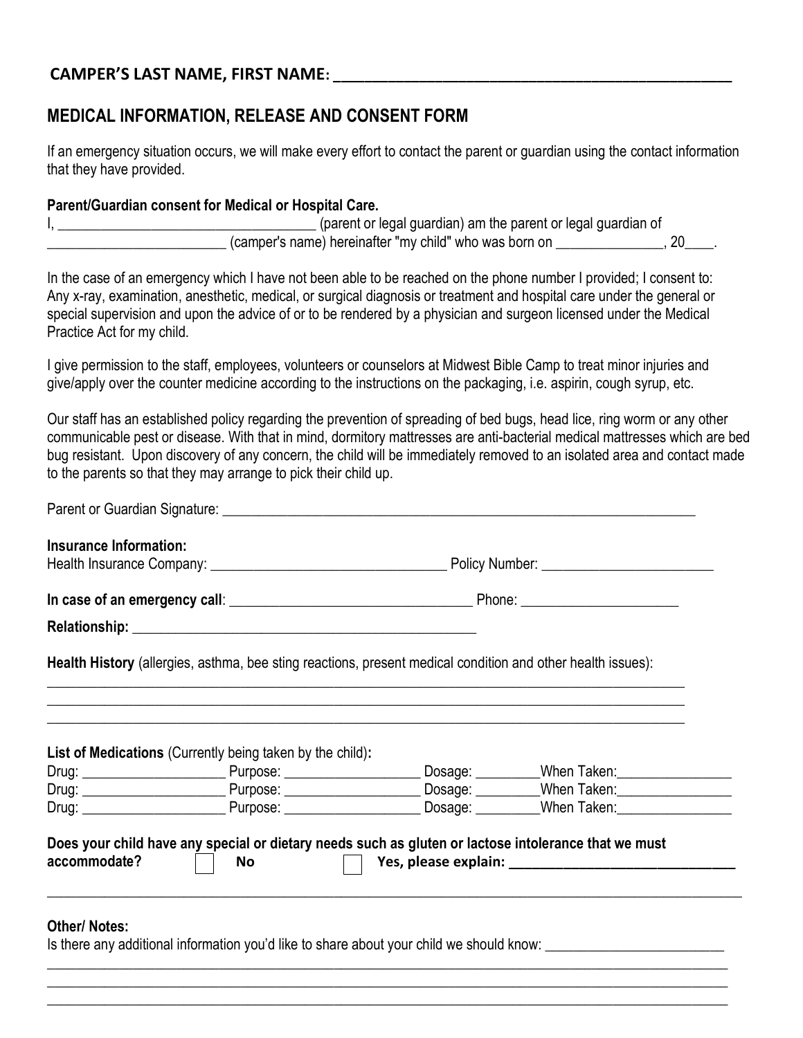**CAMPER'S LAST NAME, FIRST NAME: ________________________________________________**

## MEDICAL INFORMATION, RELEASE AND CONSENT FORM

If an emergency situation occurs, we will make every effort to contact the parent or guardian using the contact information that they have provided.

**Parent/Guardian consent for Medical or Hospital Care.**

I, ___________________________________ (parent or legal guardian) am the parent or legal guardian of ________________________ (camper's name) hereinafter "my child" who was born on _______________, 20____.

In the case of an emergency which I have not been able to be reached on the phone number I provided; I consent to: Any x-ray, examination, anesthetic, medical, or surgical diagnosis or treatment and hospital care under the general or special supervision and upon the advice of or to be rendered by a physician and surgeon licensed under the Medical Practice Act for my child.

I give permission to the staff, employees, volunteers or counselors at Midwest Bible Camp to treat minor injuries and give/apply over the counter medicine according to the instructions on the packaging, i.e. aspirin, cough syrup, etc.

Our staff has an established policy regarding the prevention of spreading of bed bugs, head lice, ring worm or any other communicable pest or disease. With that in mind, dormitory mattresses are anti-bacterial medical mattresses which are bed bug resistant. Upon discovery of any concern, the child will be immediately removed to an isolated area and contact made to the parents so that they may arrange to pick their child up.

Parent or Guardian Signature: ____________________________________________________________________

**Insurance Information:**

Health Insurance Company: ________________________________ Policy Number: ________________________

**In case of an emergency call**: _________________________________ Phone: _____________________

**Relationship:** _______________________________________________

**Health History** (allergies, asthma, bee sting reactions, present medical condition and other health issues):

___________________________________________________________________________________________

___________________________________________________________________________________________

___________________________________________________________________________________________

**List of Medications** (Currently being taken by the child)**:**

Drug: ___________________ Purpose: __________________ Dosage: _________When Taken:________________

Drug: ___________________ Purpose: __________________ Dosage: _________When Taken:________________

Drug: ___________________ Purpose: __________________ Dosage: _________When Taken:________________

**Does your child have any special or dietary needs such as gluten or lactose intolerance that we must accommodate?** ☐ **No** ☐ **Yes, please explain: ______________________________**

_____________________________________________________________________________________________

**Other/ Notes:**

Is there any additional information you'd like to share about your child we should know: ________________________

_____________________________________________________________________________________________

_____________________________________________________________________________________________

_____________________________________________________________________________________________